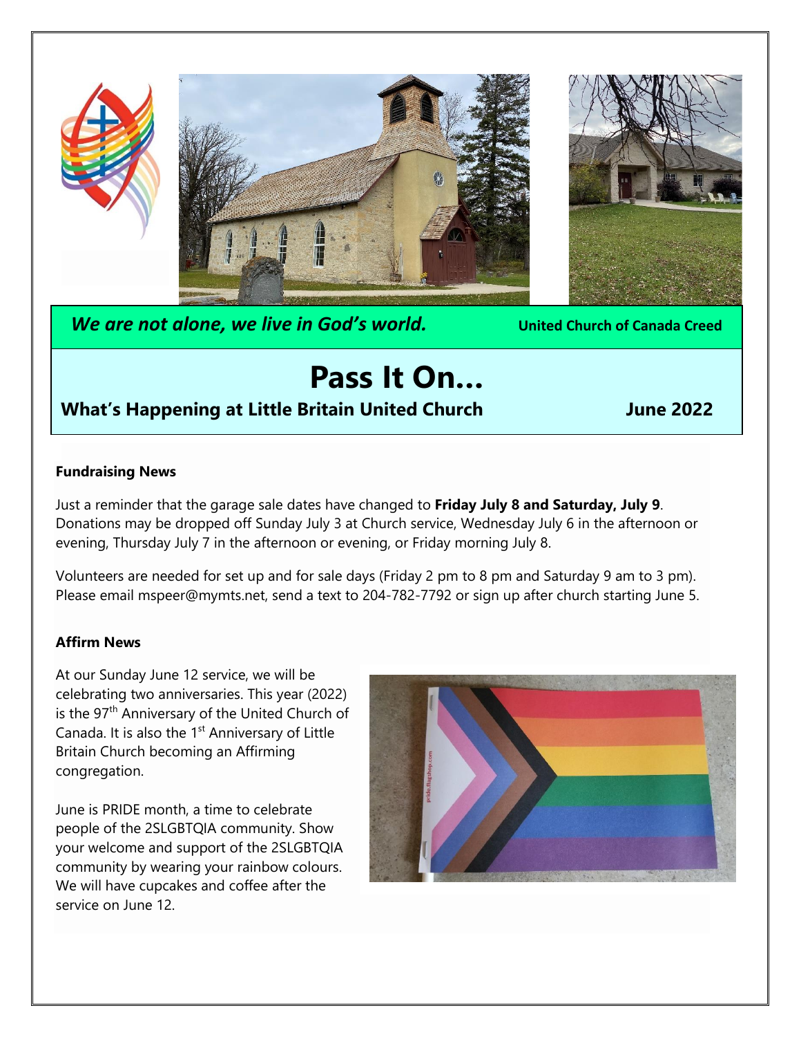*We are not alone, we live in God's world.* **United Church of Canada Creed**

# Pass It On…

**What's Happening at Little Britain United Church** **June 2022**

### Fundraising News

Just a reminder that the garage sale dates have changed to **Friday July 8 and Saturday, July 9**. Donations may be dropped off Sunday July 3 at Church service, Wednesday July 6 in the afternoon or evening, Thursday July 7 in the afternoon or evening, or Friday morning July 8.

Volunteers are needed for set up and for sale days (Friday 2 pm to 8 pm and Saturday 9 am to 3 pm). Please email mspeer@mymts.net, send a text to 204-782-7792 or sign up after church starting June 5.

### Affirm News

At our Sunday June 12 service, we will be celebrating two anniversaries. This year (2022) is the 97th Anniversary of the United Church of Canada. It is also the 1st Anniversary of Little Britain Church becoming an Affirming congregation.

June is PRIDE month, a time to celebrate people of the 2SLGBTQIA community. Show your welcome and support of the 2SLGBTQIA community by wearing your rainbow colours. We will have cupcakes and coffee after the service on June 12.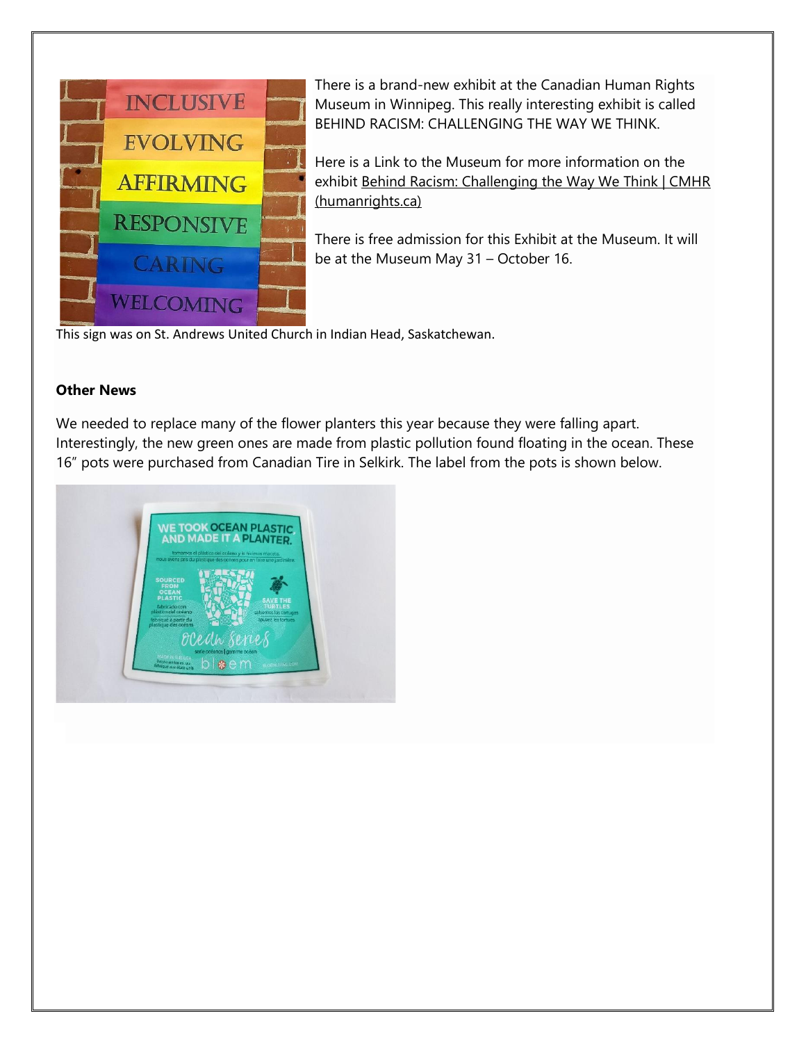There is a brand-new exhibit at the Canadian Human Rights Museum in Winnipeg. This really interesting exhibit is called BEHIND RACISM: CHALLENGING THE WAY WE THINK.

Here is a Link to the Museum for more information on the exhibit Behind Racism: Challenging the Way We Think | CMHR (humanrights.ca)

There is free admission for this Exhibit at the Museum. It will be at the Museum May 31 – October 16.

This sign was on St. Andrews United Church in Indian Head, Saskatchewan.

**Other News**

We needed to replace many of the flower planters this year because they were falling apart. Interestingly, the new green ones are made from plastic pollution found floating in the ocean. These 16" pots were purchased from Canadian Tire in Selkirk. The label from the pots is shown below.